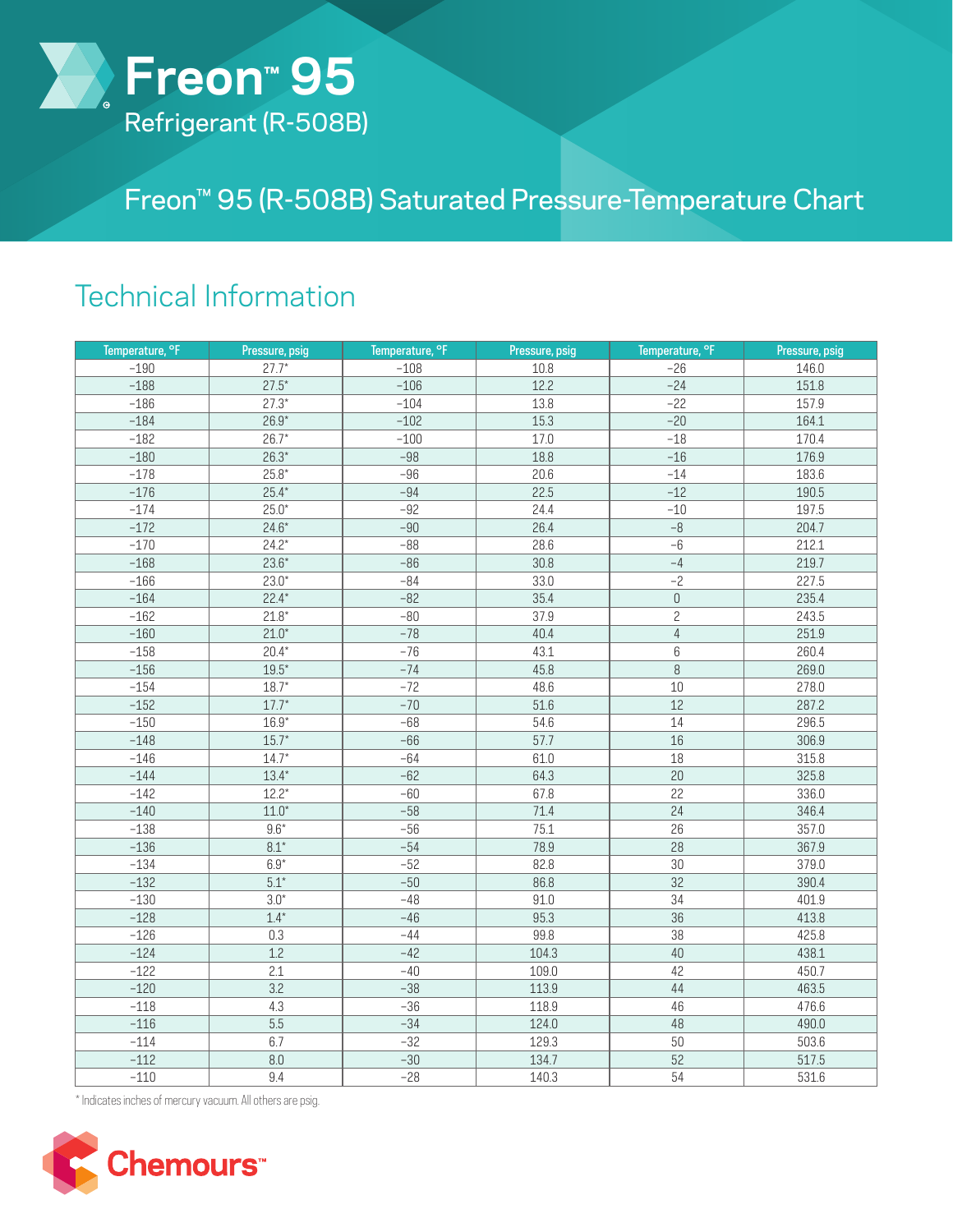# Freon™ 95

Refrigerant (R-508B)

## Freon™ 95 (R-508B) Saturated Pressure-Temperature Chart

## Technical Information

| Temperature, °F | Pressure, psig | Temperature, °F | Pressure, psig | Temperature, °F | Pressure, psig |
|---|---|---|---|---|---|
| −190 | 27.7* | −108 | 10.8 | −26 | 146.0 |
| −188 | 27.5* | −106 | 12.2 | −24 | 151.8 |
| −186 | 27.3* | −104 | 13.8 | −22 | 157.9 |
| −184 | 26.9* | −102 | 15.3 | −20 | 164.1 |
| −182 | 26.7* | −100 | 17.0 | −18 | 170.4 |
| −180 | 26.3* | −98 | 18.8 | −16 | 176.9 |
| −178 | 25.8* | −96 | 20.6 | −14 | 183.6 |
| −176 | 25.4* | −94 | 22.5 | −12 | 190.5 |
| −174 | 25.0* | −92 | 24.4 | −10 | 197.5 |
| −172 | 24.6* | −90 | 26.4 | −8 | 204.7 |
| −170 | 24.2* | −88 | 28.6 | −6 | 212.1 |
| −168 | 23.6* | −86 | 30.8 | −4 | 219.7 |
| −166 | 23.0* | −84 | 33.0 | −2 | 227.5 |
| −164 | 22.4* | −82 | 35.4 | 0 | 235.4 |
| −162 | 21.8* | −80 | 37.9 | 2 | 243.5 |
| −160 | 21.0* | −78 | 40.4 | 4 | 251.9 |
| −158 | 20.4* | −76 | 43.1 | 6 | 260.4 |
| −156 | 19.5* | −74 | 45.8 | 8 | 269.0 |
| −154 | 18.7* | −72 | 48.6 | 10 | 278.0 |
| −152 | 17.7* | −70 | 51.6 | 12 | 287.2 |
| −150 | 16.9* | −68 | 54.6 | 14 | 296.5 |
| −148 | 15.7* | −66 | 57.7 | 16 | 306.9 |
| −146 | 14.7* | −64 | 61.0 | 18 | 315.8 |
| −144 | 13.4* | −62 | 64.3 | 20 | 325.8 |
| −142 | 12.2* | −60 | 67.8 | 22 | 336.0 |
| −140 | 11.0* | −58 | 71.4 | 24 | 346.4 |
| −138 | 9.6* | −56 | 75.1 | 26 | 357.0 |
| −136 | 8.1* | −54 | 78.9 | 28 | 367.9 |
| −134 | 6.9* | −52 | 82.8 | 30 | 379.0 |
| −132 | 5.1* | −50 | 86.8 | 32 | 390.4 |
| −130 | 3.0* | −48 | 91.0 | 34 | 401.9 |
| −128 | 1.4* | −46 | 95.3 | 36 | 413.8 |
| −126 | 0.3 | −44 | 99.8 | 38 | 425.8 |
| −124 | 1.2 | −42 | 104.3 | 40 | 438.1 |
| −122 | 2.1 | −40 | 109.0 | 42 | 450.7 |
| −120 | 3.2 | −38 | 113.9 | 44 | 463.5 |
| −118 | 4.3 | −36 | 118.9 | 46 | 476.6 |
| −116 | 5.5 | −34 | 124.0 | 48 | 490.0 |
| −114 | 6.7 | −32 | 129.3 | 50 | 503.6 |
| −112 | 8.0 | −30 | 134.7 | 52 | 517.5 |
| −110 | 9.4 | −28 | 140.3 | 54 | 531.6 |

* Indicates inches of mercury vacuum. All others are psig.

Chemours™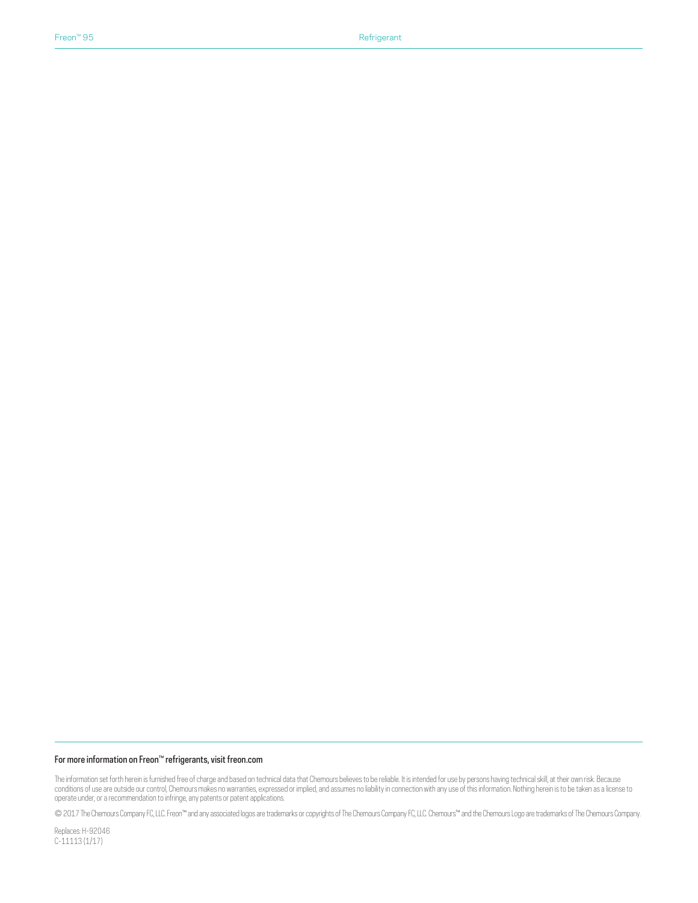**For more information on Freon™ refrigerants, visit freon.com**

The information set forth herein is furnished free of charge and based on technical data that Chemours believes to be reliable. It is intended for use by persons having technical skill, at their own risk. Because conditions of use are outside our control, Chemours makes no warranties, expressed or implied, and assumes no liability in connection with any use of this information. Nothing herein is to be taken as a license to operate under, or a recommendation to infringe, any patents or patent applications.

© 2017 The Chemours Company FC, LLC. Freon™ and any associated logos are trademarks or copyrights of The Chemours Company FC, LLC. Chemours™ and the Chemours Logo are trademarks of The Chemours Company.

Replaces: H-92046
C-11113 (1/17)